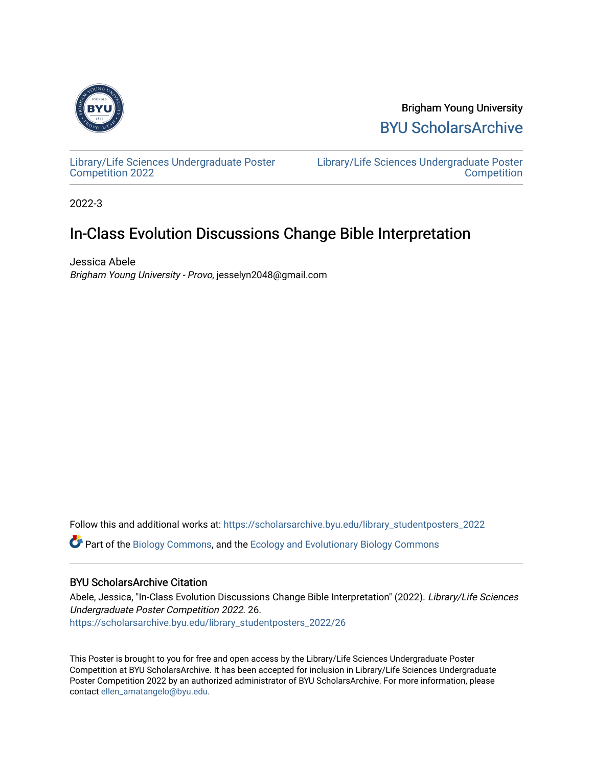Brigham Young University

BYU ScholarsArchive

Library/Life Sciences Undergraduate Poster Competition 2022

Library/Life Sciences Undergraduate Poster Competition

2022-3

# In-Class Evolution Discussions Change Bible Interpretation

Jessica Abele

*Brigham Young University - Provo*, jesselyn2048@gmail.com

Follow this and additional works at: https://scholarsarchive.byu.edu/library_studentposters_2022

Part of the Biology Commons, and the Ecology and Evolutionary Biology Commons

## BYU ScholarsArchive Citation

Abele, Jessica, "In-Class Evolution Discussions Change Bible Interpretation" (2022). *Library/Life Sciences Undergraduate Poster Competition 2022*. 26.
https://scholarsarchive.byu.edu/library_studentposters_2022/26

This Poster is brought to you for free and open access by the Library/Life Sciences Undergraduate Poster Competition at BYU ScholarsArchive. It has been accepted for inclusion in Library/Life Sciences Undergraduate Poster Competition 2022 by an authorized administrator of BYU ScholarsArchive. For more information, please contact ellen_amatangelo@byu.edu.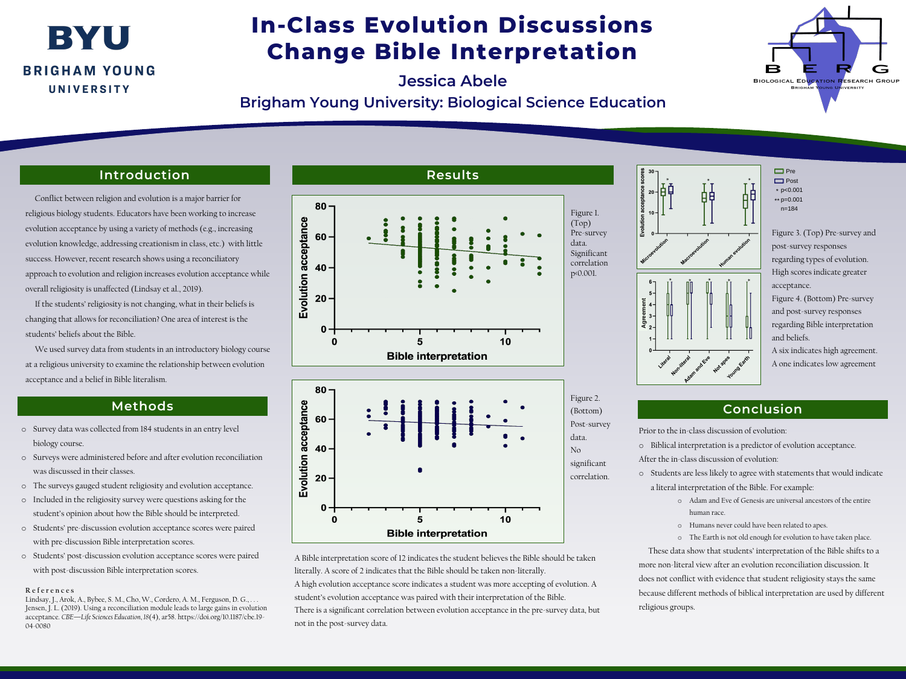# In-Class Evolution Discussions Change Bible Interpretation

**Jessica Abele**

**Brigham Young University: Biological Science Education**

BYU BRIGHAM YOUNG UNIVERSITY

BERG Biological Education Research Group Brigham Young University

## Introduction

Conflict between religion and evolution is a major barrier for religious biology students. Educators have been working to increase evolution acceptance by using a variety of methods (e.g., increasing evolution knowledge, addressing creationism in class, etc.) with little success. However, recent research shows using a reconciliatory approach to evolution and religion increases evolution acceptance while overall religiosity is unaffected (Lindsay et al., 2019).

If the students' religiosity is not changing, what in their beliefs is changing that allows for reconciliation? One area of interest is the students' beliefs about the Bible.

We used survey data from students in an introductory biology course at a religious university to examine the relationship between evolution acceptance and a belief in Bible literalism.

## Methods

- Survey data was collected from 184 students in an entry level biology course.
- Surveys were administered before and after evolution reconciliation was discussed in their classes.
- The surveys gauged student religiosity and evolution acceptance.
- Included in the religiosity survey were questions asking for the student's opinion about how the Bible should be interpreted.
- Students' pre-discussion evolution acceptance scores were paired with pre-discussion Bible interpretation scores.
- Students' post-discussion evolution acceptance scores were paired with post-discussion Bible interpretation scores.

**References**

Lindsay, J., Arok, A., Bybee, S. M., Cho, W., Cordero, A. M., Ferguson, D. G., . . . Jensen, J. L. (2019). Using a reconciliation module leads to large gains in evolution acceptance. *CBE—Life Sciences Education*, *18*(4), ar58. https://doi.org/10.1187/cbe.19-04-0080

## Results

Evolution acceptance
Bible interpretation
0, 20, 40, 60, 80
0, 5, 10

Figure 1. (Top) Pre-survey data. Significant correlation p<0.001.

Evolution acceptance
Bible interpretation
0, 20, 40, 60, 80
0, 5, 10

Figure 2. (Bottom) Post-survey data. No significant correlation.

A Bible interpretation score of 12 indicates the student believes the Bible should be taken literally. A score of 2 indicates that the Bible should be taken non-literally.

A high evolution acceptance score indicates a student was more accepting of evolution. A student's evolution acceptance was paired with their interpretation of the Bible.

There is a significant correlation between evolution acceptance in the pre-survey data, but not in the post-survey data.

Evolution acceptance scores
0, 10, 20, 30
Microevolution, Macroevolution, Human evolution

Agreement
0, 1, 2, 3, 4, 5, 6
Literal, Non-literal, Adam and Eve, Not apes, Young Earth

Pre
Post
\* p<0.001
\*\* p=0.001
n=184

Figure 3. (Top) Pre-survey and post-survey responses regarding types of evolution. High scores indicate greater acceptance.

Figure 4. (Bottom) Pre-survey and post-survey responses regarding Bible interpretation and beliefs.

A six indicates high agreement. A one indicates low agreement

## Conclusion

Prior to the in-class discussion of evolution:

- Biblical interpretation is a predictor of evolution acceptance.

After the in-class discussion of evolution:

- Students are less likely to agree with statements that would indicate a literal interpretation of the Bible. For example:
  - Adam and Eve of Genesis are universal ancestors of the entire human race.
  - Humans never could have been related to apes.
  - The Earth is not old enough for evolution to have taken place.

These data show that students' interpretation of the Bible shifts to a more non-literal view after an evolution reconciliation discussion. It does not conflict with evidence that student religiosity stays the same because different methods of biblical interpretation are used by different religious groups.